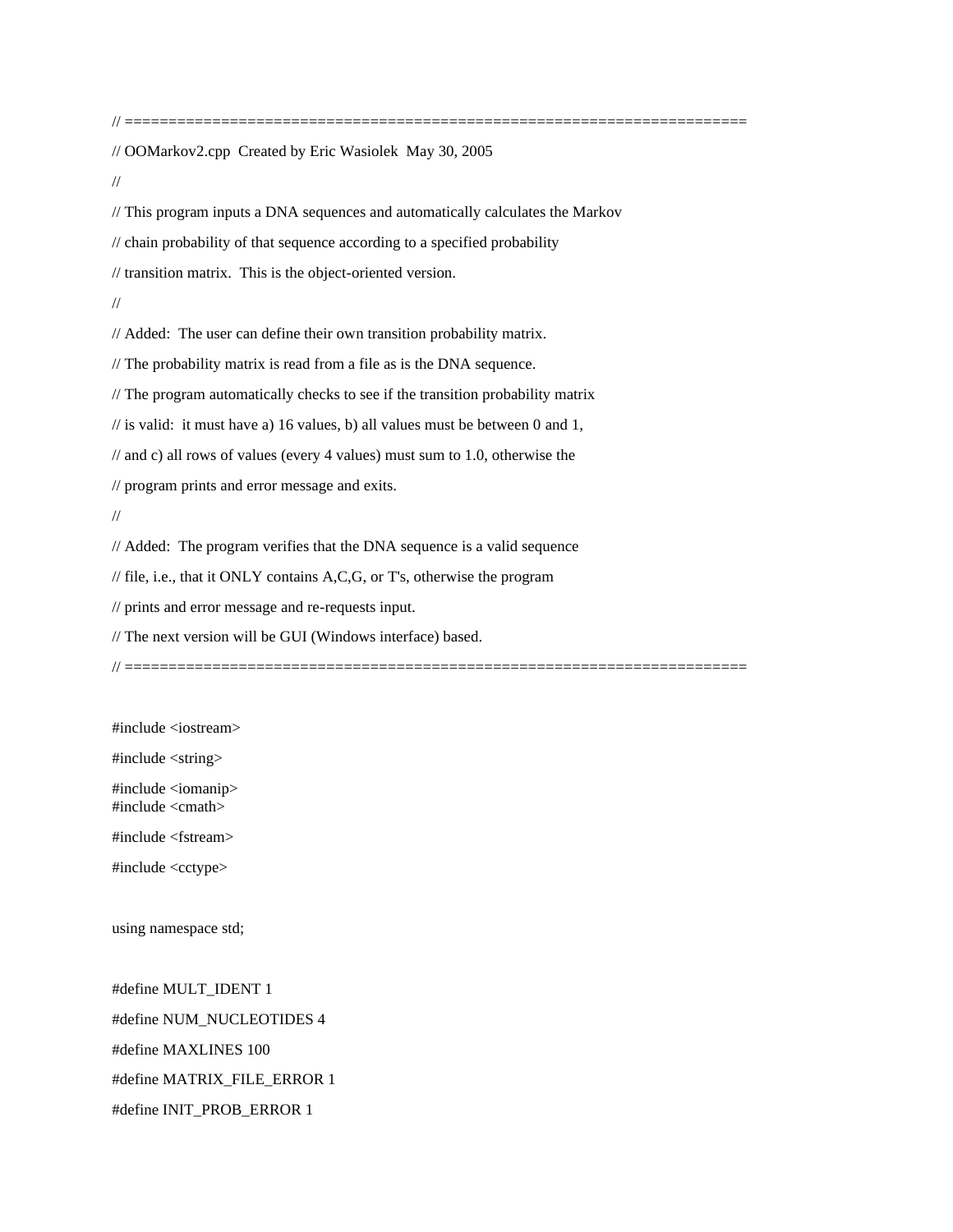```
// ========================================================================
// OOMarkov2.cpp  Created by Eric Wasiolek  May 30, 2005
//
// This program inputs a DNA sequences and automatically calculates the Markov
// chain probability of that sequence according to a specified probability
// transition matrix.  This is the object-oriented version.
//
// Added:  The user can define their own transition probability matrix.
// The probability matrix is read from a file as is the DNA sequence.
// The program automatically checks to see if the transition probability matrix
// is valid:  it must have a) 16 values, b) all values must be between 0 and 1,
// and c) all rows of values (every 4 values) must sum to 1.0, otherwise the
// program prints and error message and exits.
//
// Added:  The program verifies that the DNA sequence is a valid sequence
// file, i.e., that it ONLY contains A,C,G, or T's, otherwise the program
// prints and error message and re-requests input.
// The next version will be GUI (Windows interface) based.
// ========================================================================

#include <iostream>
#include <string>
#include <iomanip>
#include <cmath>
#include <fstream>
#include <cctype>

using namespace std;

#define MULT_IDENT 1
#define NUM_NUCLEOTIDES 4
#define MAXLINES 100
#define MATRIX_FILE_ERROR 1
#define INIT_PROB_ERROR 1
```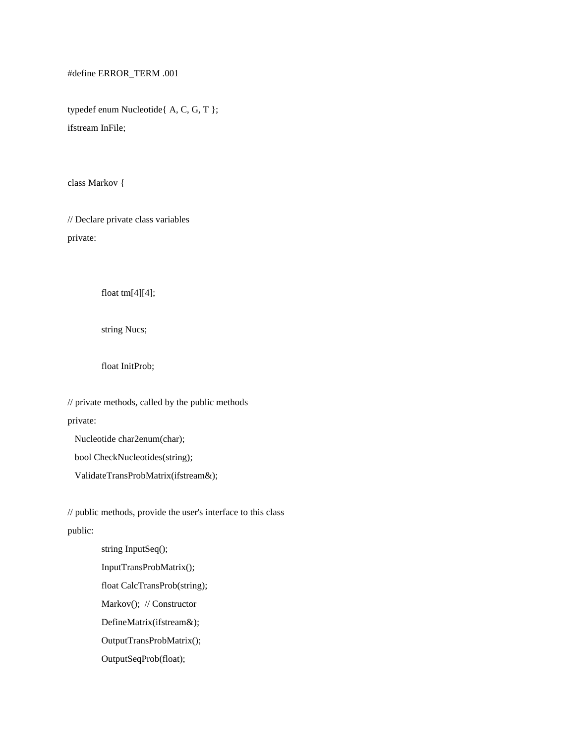```
#define ERROR_TERM .001

typedef enum Nucleotide{ A, C, G, T };
ifstream InFile;



class Markov {

// Declare private class variables
private:



        float tm[4][4];


        string Nucs;


        float InitProb;

// private methods, called by the public methods
private:
  Nucleotide char2enum(char);
  bool CheckNucleotides(string);
  ValidateTransProbMatrix(ifstream&);

// public methods, provide the user's interface to this class
public:
        string InputSeq();
        InputTransProbMatrix();
        float CalcTransProb(string);
        Markov();  // Constructor
        DefineMatrix(ifstream&);
        OutputTransProbMatrix();
        OutputSeqProb(float);
```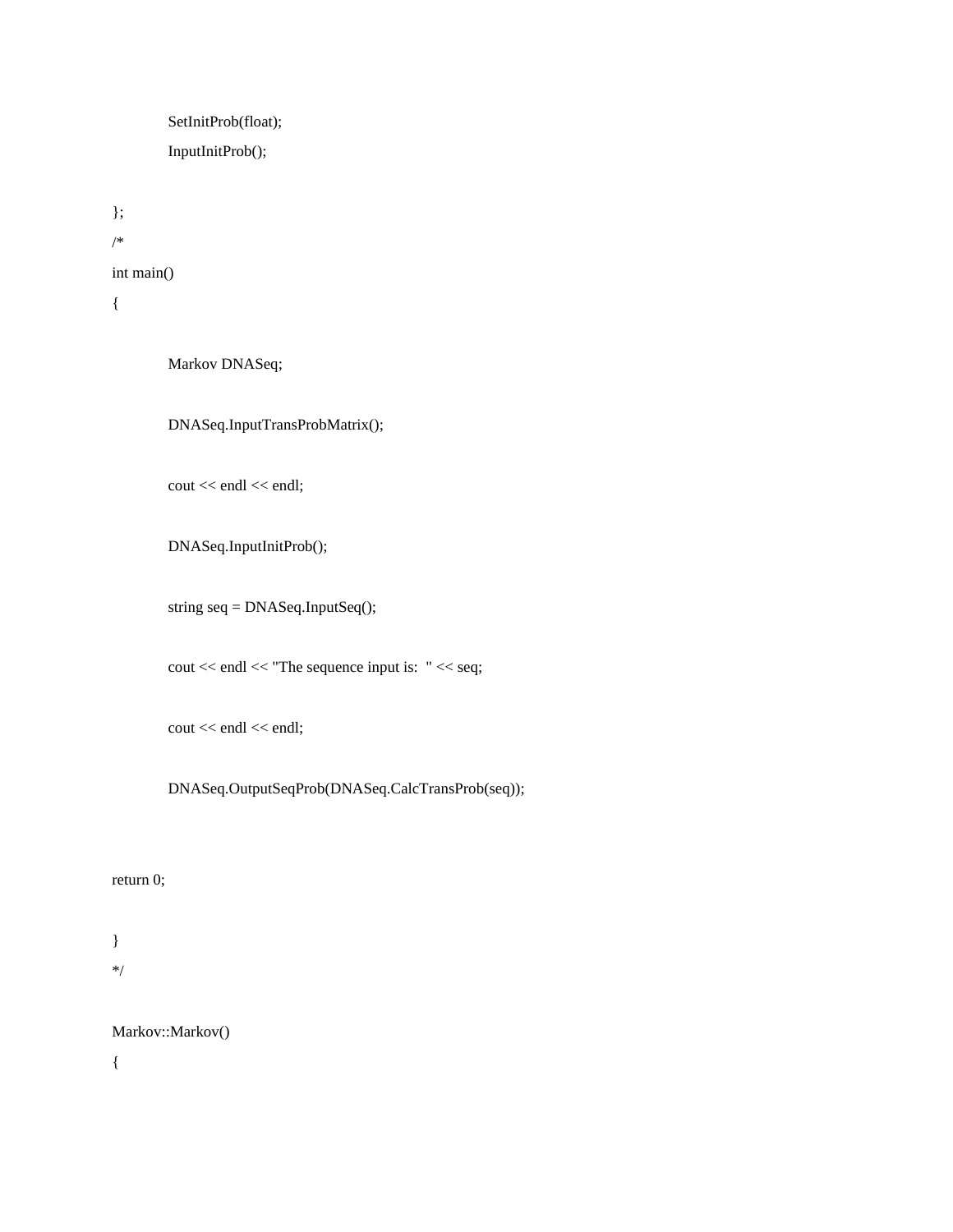```
        SetInitProb(float);
        InputInitProb();

};
/*
int main()
{

        Markov DNASeq;

        DNASeq.InputTransProbMatrix();

        cout << endl << endl;

        DNASeq.InputInitProb();

        string seq = DNASeq.InputSeq();

        cout << endl << "The sequence input is:  " << seq;

        cout << endl << endl;

        DNASeq.OutputSeqProb(DNASeq.CalcTransProb(seq));


return 0;

}
*/

Markov::Markov()
{
```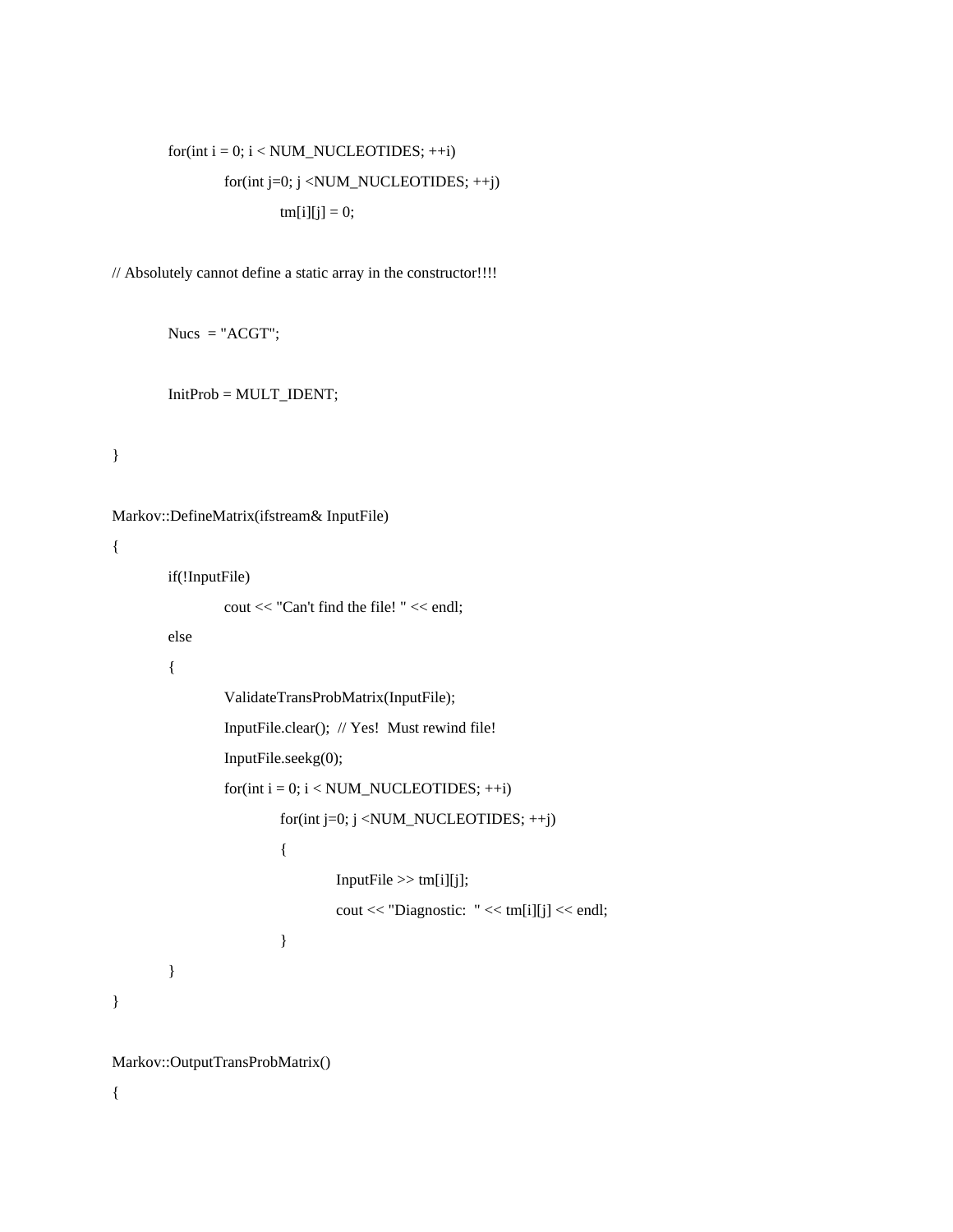```
	for(int i = 0; i < NUM_NUCLEOTIDES; ++i)
		for(int j=0; j <NUM_NUCLEOTIDES; ++j)
			tm[i][j] = 0;

// Absolutely cannot define a static array in the constructor!!!!

	Nucs  = "ACGT";

	InitProb = MULT_IDENT;

}

Markov::DefineMatrix(ifstream& InputFile)
{
	if(!InputFile)
		cout << "Can't find the file! " << endl;
	else
	{
		ValidateTransProbMatrix(InputFile);
		InputFile.clear();  // Yes!  Must rewind file!
		InputFile.seekg(0);
		for(int i = 0; i < NUM_NUCLEOTIDES; ++i)
			for(int j=0; j <NUM_NUCLEOTIDES; ++j)
			{
				InputFile >> tm[i][j];
				cout << "Diagnostic:  " << tm[i][j] << endl;
			}
	}
}

Markov::OutputTransProbMatrix()
{
```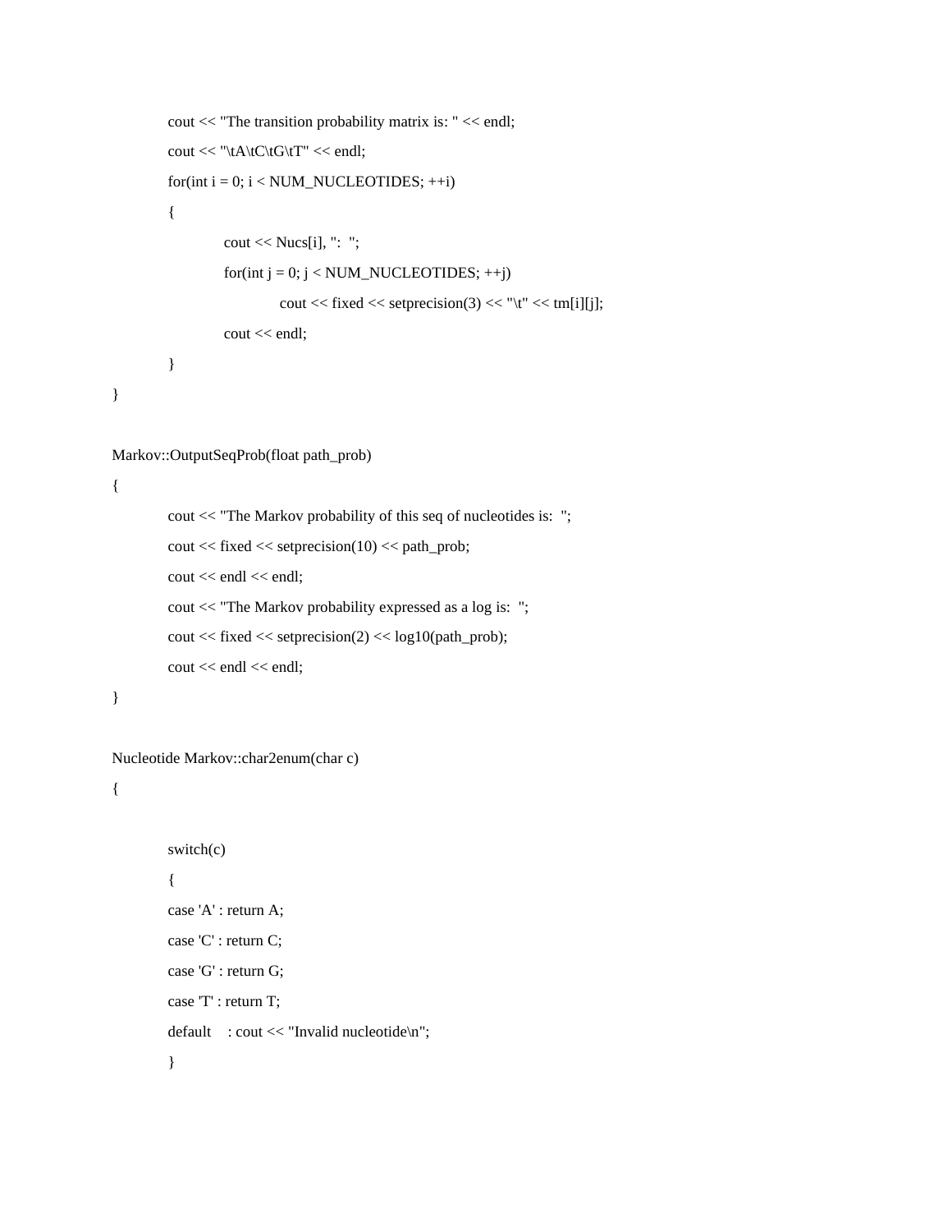```
	cout << "The transition probability matrix is: " << endl;
	cout << "\tA\tC\tG\tT" << endl;
	for(int i = 0; i < NUM_NUCLEOTIDES; ++i)
	{
		cout << Nucs[i], ":  ";
		for(int j = 0; j < NUM_NUCLEOTIDES; ++j)
			cout << fixed << setprecision(3) << "\t" << tm[i][j];
		cout << endl;
	}
}

Markov::OutputSeqProb(float path_prob)
{
	cout << "The Markov probability of this seq of nucleotides is:  ";
	cout << fixed << setprecision(10) << path_prob;
	cout << endl << endl;
	cout << "The Markov probability expressed as a log is:  ";
	cout << fixed << setprecision(2) << log10(path_prob);
	cout << endl << endl;
}

Nucleotide Markov::char2enum(char c)
{

	switch(c)
	{
	case 'A' : return A;
	case 'C' : return C;
	case 'G' : return G;
	case 'T' : return T;
	default    : cout << "Invalid nucleotide\n";
	}
```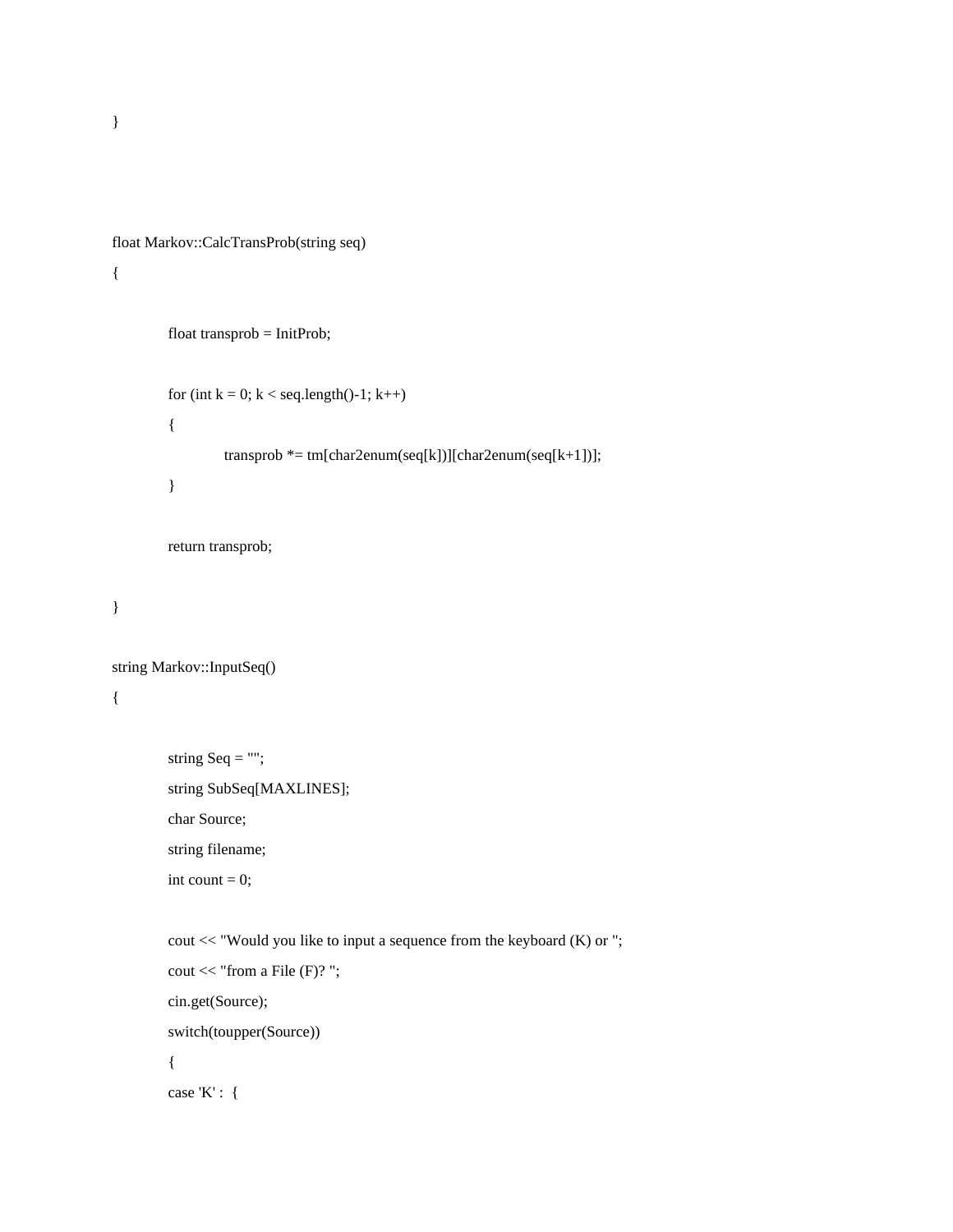```
}



float Markov::CalcTransProb(string seq)
{

        float transprob = InitProb;

        for (int k = 0; k < seq.length()-1; k++)
        {
                transprob *= tm[char2enum(seq[k])][char2enum(seq[k+1])];
        }

        return transprob;

}

string Markov::InputSeq()
{

        string Seq = "";
        string SubSeq[MAXLINES];
        char Source;
        string filename;
        int count = 0;

        cout << "Would you like to input a sequence from the keyboard (K) or ";
        cout << "from a File (F)? ";
        cin.get(Source);
        switch(toupper(Source))
        {
        case 'K' :  {
```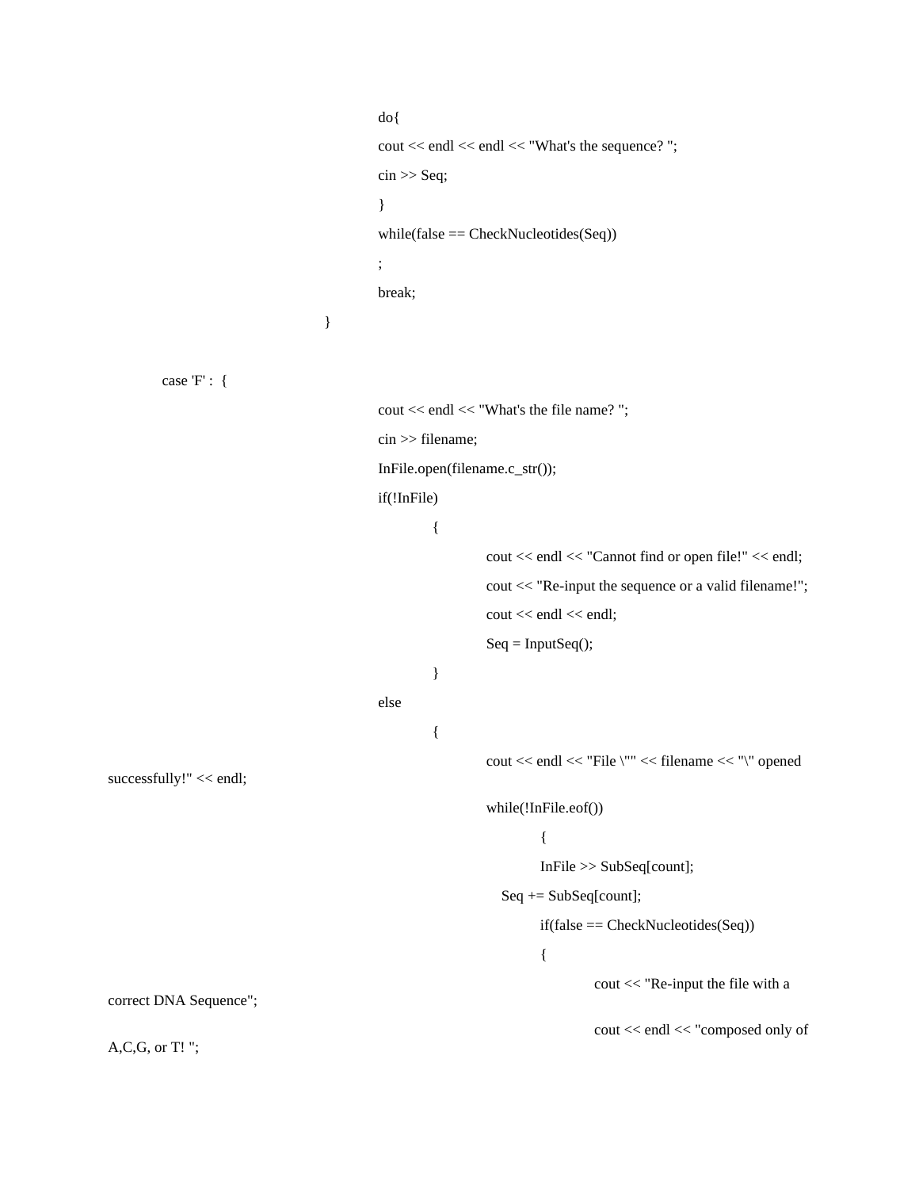```
do{
cout << endl << endl << "What's the sequence? ";
cin >> Seq;
}
while(false == CheckNucleotides(Seq))
;
break;
}

case 'F' :  {
cout << endl << "What's the file name? ";
cin >> filename;
InFile.open(filename.c_str());
if(!InFile)
	{
		cout << endl << "Cannot find or open file!" << endl;
		cout << "Re-input the sequence or a valid filename!";
		cout << endl << endl;
		Seq = InputSeq();
	}
else
	{
		cout << endl << "File \"" << filename << "\" opened
successfully!" << endl;
		while(!InFile.eof())
			{
			InFile >> SubSeq[count];
		   Seq += SubSeq[count];
			if(false == CheckNucleotides(Seq))
			{
				cout << "Re-input the file with a
correct DNA Sequence";
				cout << endl << "composed only of
A,C,G, or T! ";
```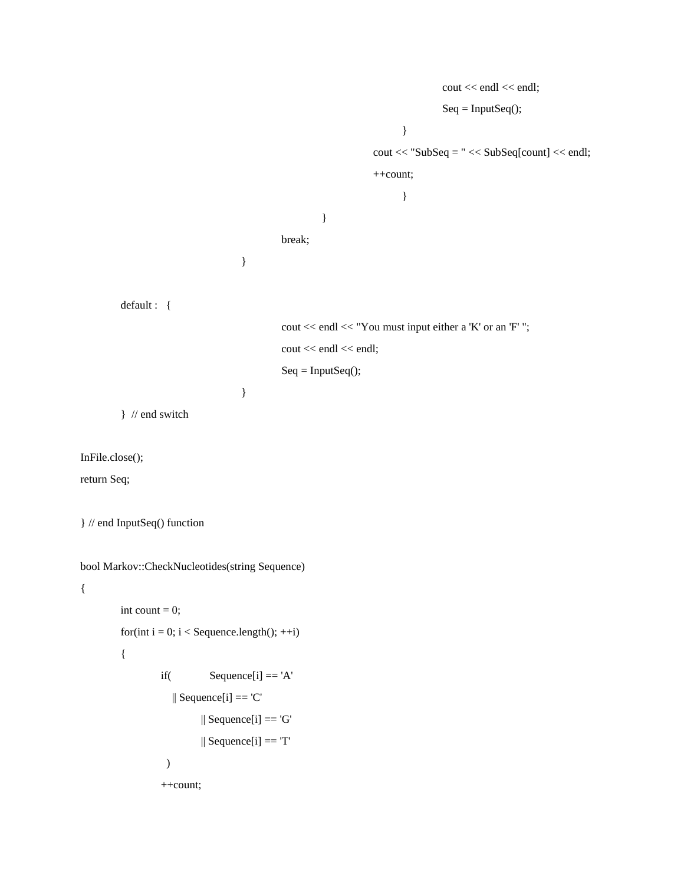```
                                        cout << endl << endl;
                                        Seq = InputSeq();
                                    }
                                cout << "SubSeq = " << SubSeq[count] << endl;
                                ++count;
                                    }
                        }
                    break;
                }

    default :   {
                    cout << endl << "You must input either a 'K' or an 'F' ";
                    cout << endl << endl;
                    Seq = InputSeq();
                }
    }  // end switch

InFile.close();
return Seq;

} // end InputSeq() function

bool Markov::CheckNucleotides(string Sequence)
{
    int count = 0;
    for(int i = 0; i < Sequence.length(); ++i)
    {
        if(         Sequence[i] == 'A'
          || Sequence[i] == 'C'
              || Sequence[i] == 'G'
              || Sequence[i] == 'T'
         )
        ++count;
```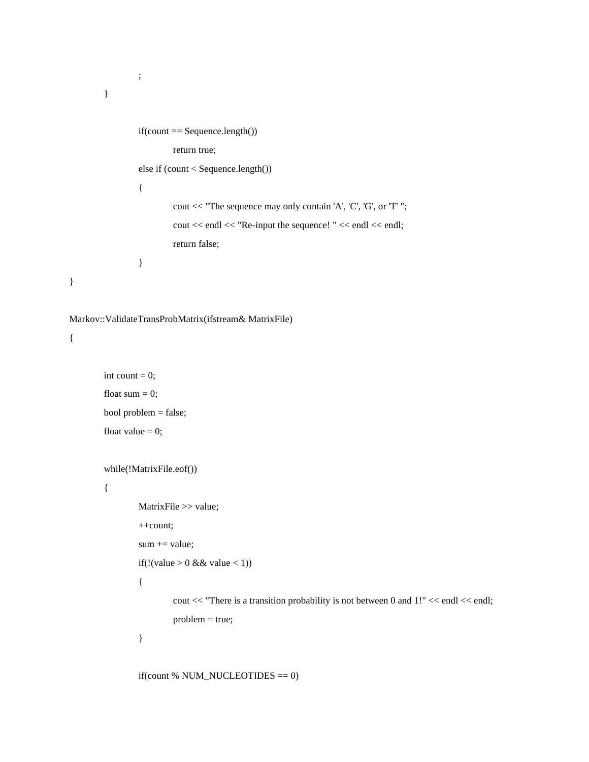```
            ;
        }

            if(count == Sequence.length())
                return true;
            else if (count < Sequence.length())
            {
                cout << "The sequence may only contain 'A', 'C', 'G', or 'T' ";
                cout << endl << "Re-input the sequence! " << endl << endl;
                return false;
            }
}

Markov::ValidateTransProbMatrix(ifstream& MatrixFile)
{

        int count = 0;
        float sum = 0;
        bool problem = false;
        float value = 0;

        while(!MatrixFile.eof())
        {
            MatrixFile >> value;
            ++count;
            sum += value;
            if(!(value > 0 && value < 1))
            {
                cout << "There is a transition probability is not between 0 and 1!" << endl << endl;
                problem = true;
            }

            if(count % NUM_NUCLEOTIDES == 0)
```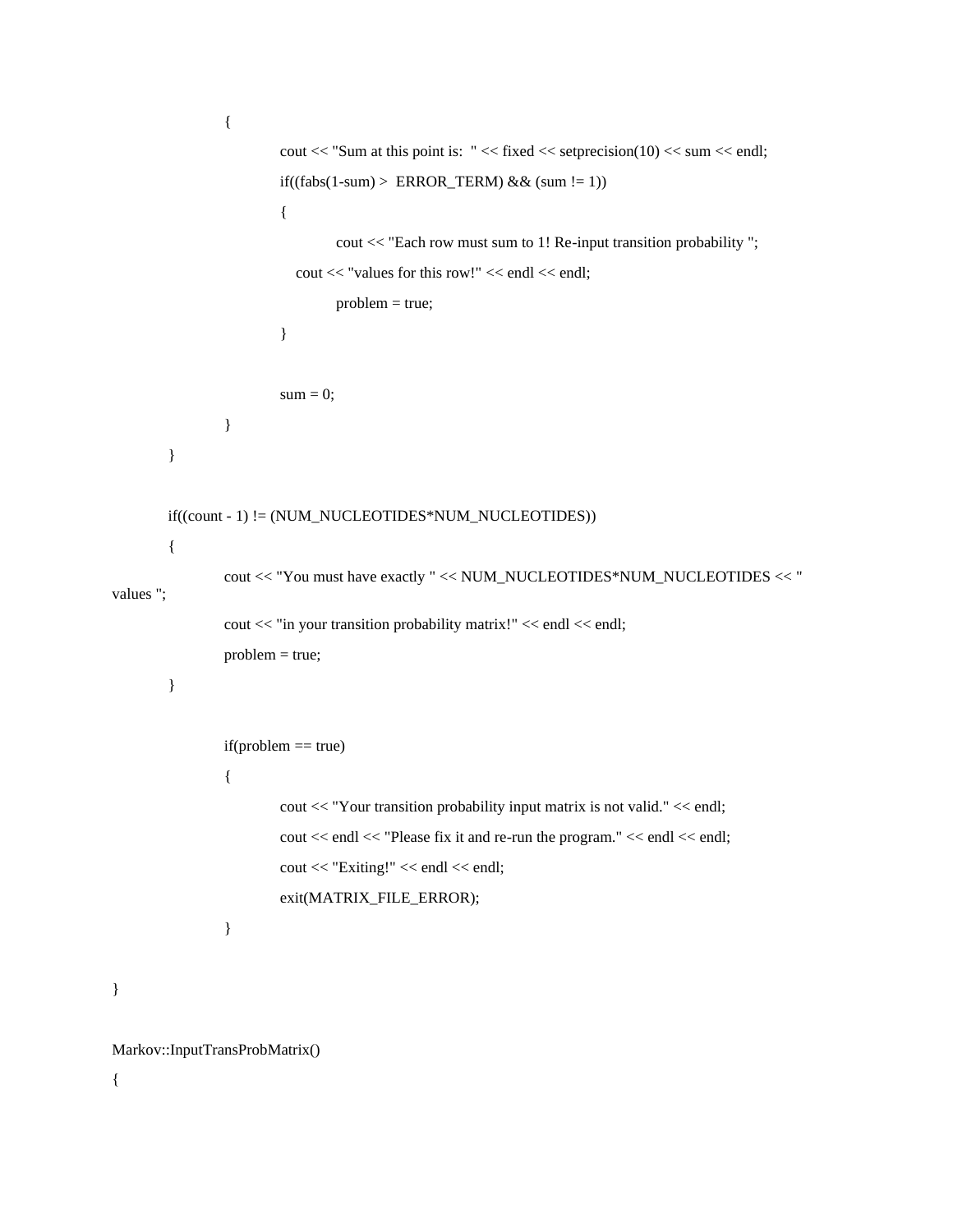```
			{
				cout << "Sum at this point is:  " << fixed << setprecision(10) << sum << endl;
				if((fabs(1-sum) >  ERROR_TERM) && (sum != 1))
				{
					cout << "Each row must sum to 1! Re-input transition probability ";
				   cout << "values for this row!" << endl << endl;
					problem = true;
				}

				sum = 0;
			}
		}

		if((count - 1) != (NUM_NUCLEOTIDES*NUM_NUCLEOTIDES))
		{
			cout << "You must have exactly " << NUM_NUCLEOTIDES*NUM_NUCLEOTIDES << "
values ";
			cout << "in your transition probability matrix!" << endl << endl;
			problem = true;
		}

			if(problem == true)
			{
				cout << "Your transition probability input matrix is not valid." << endl;
				cout << endl << "Please fix it and re-run the program." << endl << endl;
				cout << "Exiting!" << endl << endl;
				exit(MATRIX_FILE_ERROR);
			}

}

Markov::InputTransProbMatrix()
{
```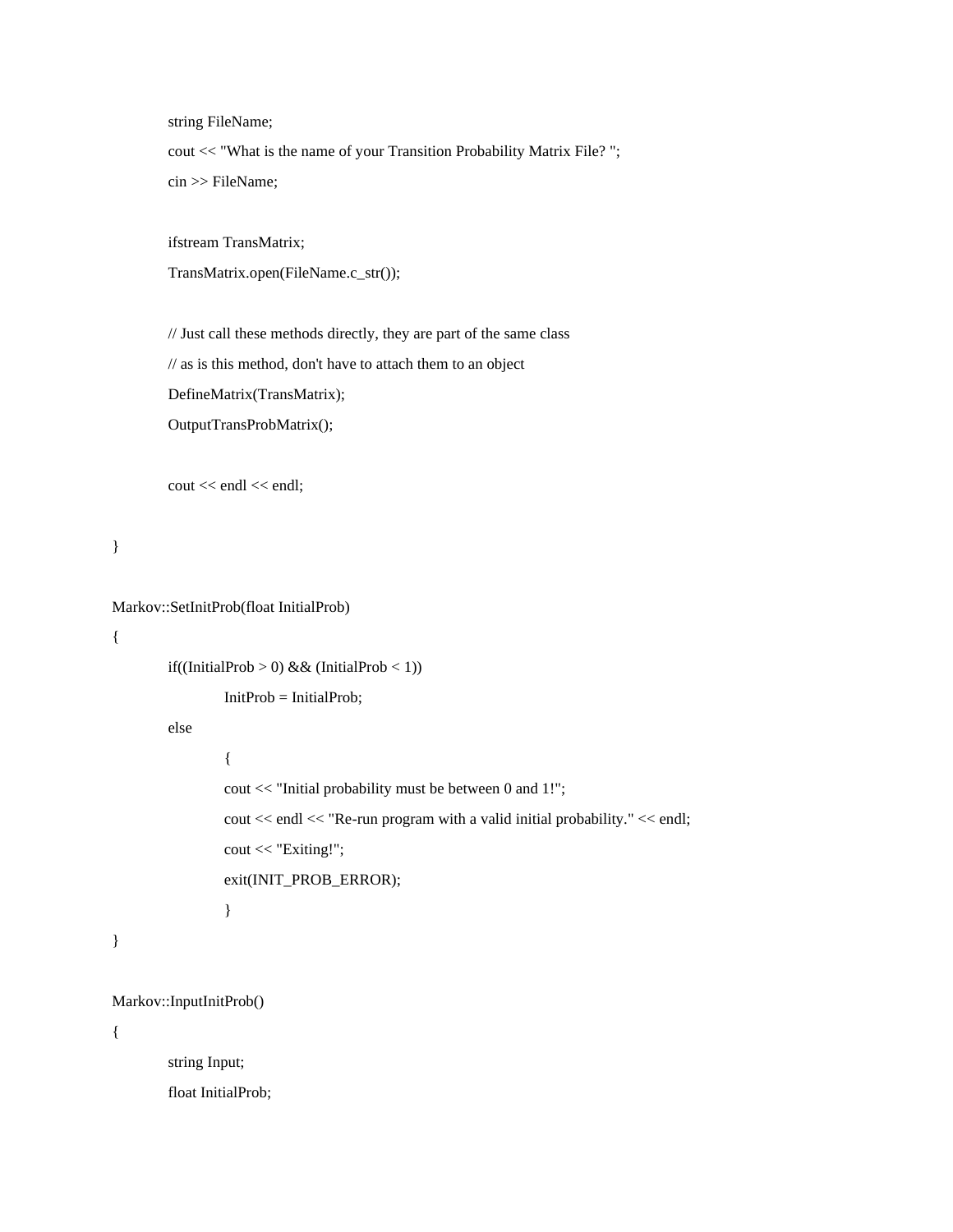```
	string FileName;
	cout << "What is the name of your Transition Probability Matrix File? ";
	cin >> FileName;

	ifstream TransMatrix;
	TransMatrix.open(FileName.c_str());

	// Just call these methods directly, they are part of the same class
	// as is this method, don't have to attach them to an object
	DefineMatrix(TransMatrix);
	OutputTransProbMatrix();

	cout << endl << endl;

}

Markov::SetInitProb(float InitialProb)
{
	if((InitialProb > 0) && (InitialProb < 1))
		InitProb = InitialProb;
	else
		{
		cout << "Initial probability must be between 0 and 1!";
		cout << endl << "Re-run program with a valid initial probability." << endl;
		cout << "Exiting!";
		exit(INIT_PROB_ERROR);
		}
}

Markov::InputInitProb()
{
	string Input;
	float InitialProb;
```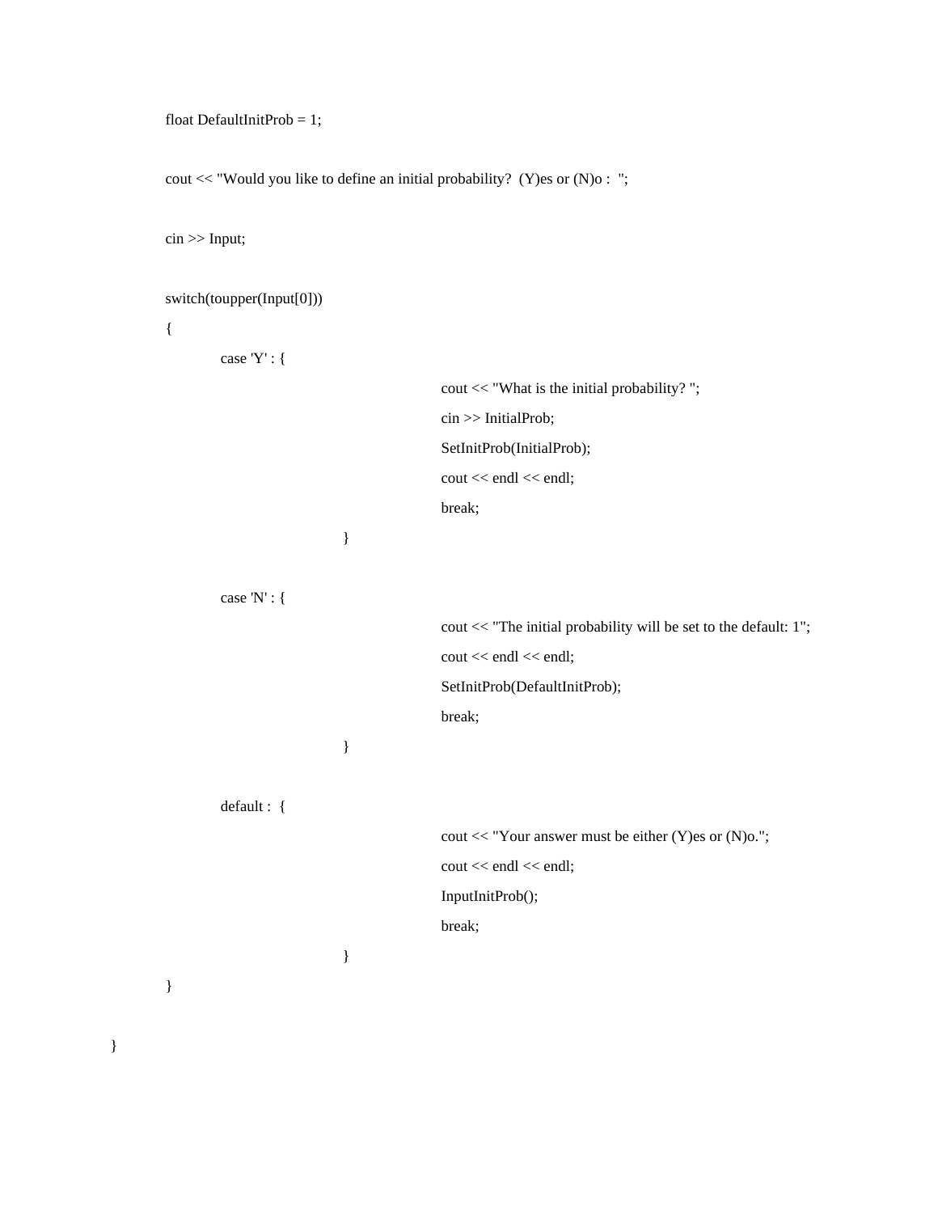```
	float DefaultInitProb = 1;

	cout << "Would you like to define an initial probability?  (Y)es or (N)o :  ";

	cin >> Input;

	switch(toupper(Input[0]))
	{
		case 'Y' : {
					cout << "What is the initial probability? ";
					cin >> InitialProb;
					SetInitProb(InitialProb);
					cout << endl << endl;
					break;
				}

		case 'N' : {
					cout << "The initial probability will be set to the default: 1";
					cout << endl << endl;
					SetInitProb(DefaultInitProb);
					break;
				}

		default :  {
					cout << "Your answer must be either (Y)es or (N)o.";
					cout << endl << endl;
					InputInitProb();
					break;
				}
	}

}
```